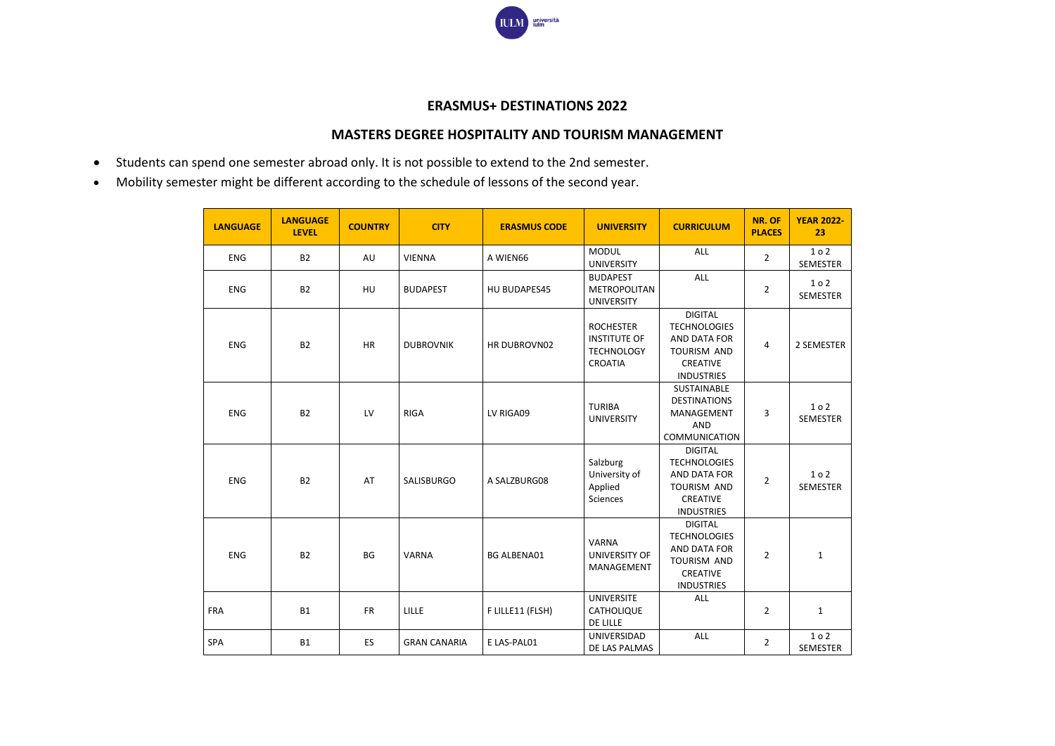## ERASMUS+ DESTINATIONS 2022

## MASTERS DEGREE HOSPITALITY AND TOURISM MANAGEMENT

- Students can spend one semester abroad only. It is not possible to extend to the 2nd semester.
- Mobility semester might be different according to the schedule of lessons of the second year.

| LANGUAGE | LANGUAGE LEVEL | COUNTRY | CITY | ERASMUS CODE | UNIVERSITY | CURRICULUM | NR. OF PLACES | YEAR 2022-23 |
|---|---|---|---|---|---|---|---|---|
| ENG | B2 | AU | VIENNA | A WIEN66 | MODUL UNIVERSITY | ALL | 2 | 1 o 2 SEMESTER |
| ENG | B2 | HU | BUDAPEST | HU BUDAPES45 | BUDAPEST METROPOLITAN UNIVERSITY | ALL | 2 | 1 o 2 SEMESTER |
| ENG | B2 | HR | DUBROVNIK | HR DUBROVN02 | ROCHESTER INSTITUTE OF TECHNOLOGY CROATIA | DIGITAL TECHNOLOGIES AND DATA FOR TOURISM AND CREATIVE INDUSTRIES | 4 | 2 SEMESTER |
| ENG | B2 | LV | RIGA | LV RIGA09 | TURIBA UNIVERSITY | SUSTAINABLE DESTINATIONS MANAGEMENT AND COMMUNICATION | 3 | 1 o 2 SEMESTER |
| ENG | B2 | AT | SALISBURGO | A SALZBURG08 | Salzburg University of Applied Sciences | DIGITAL TECHNOLOGIES AND DATA FOR TOURISM AND CREATIVE INDUSTRIES | 2 | 1 o 2 SEMESTER |
| ENG | B2 | BG | VARNA | BG ALBENA01 | VARNA UNIVERSITY OF MANAGEMENT | DIGITAL TECHNOLOGIES AND DATA FOR TOURISM AND CREATIVE INDUSTRIES | 2 | 1 |
| FRA | B1 | FR | LILLE | F LILLE11 (FLSH) | UNIVERSITE CATHOLIQUE DE LILLE | ALL | 2 | 1 |
| SPA | B1 | ES | GRAN CANARIA | E LAS-PAL01 | UNIVERSIDAD DE LAS PALMAS | ALL | 2 | 1 o 2 SEMESTER |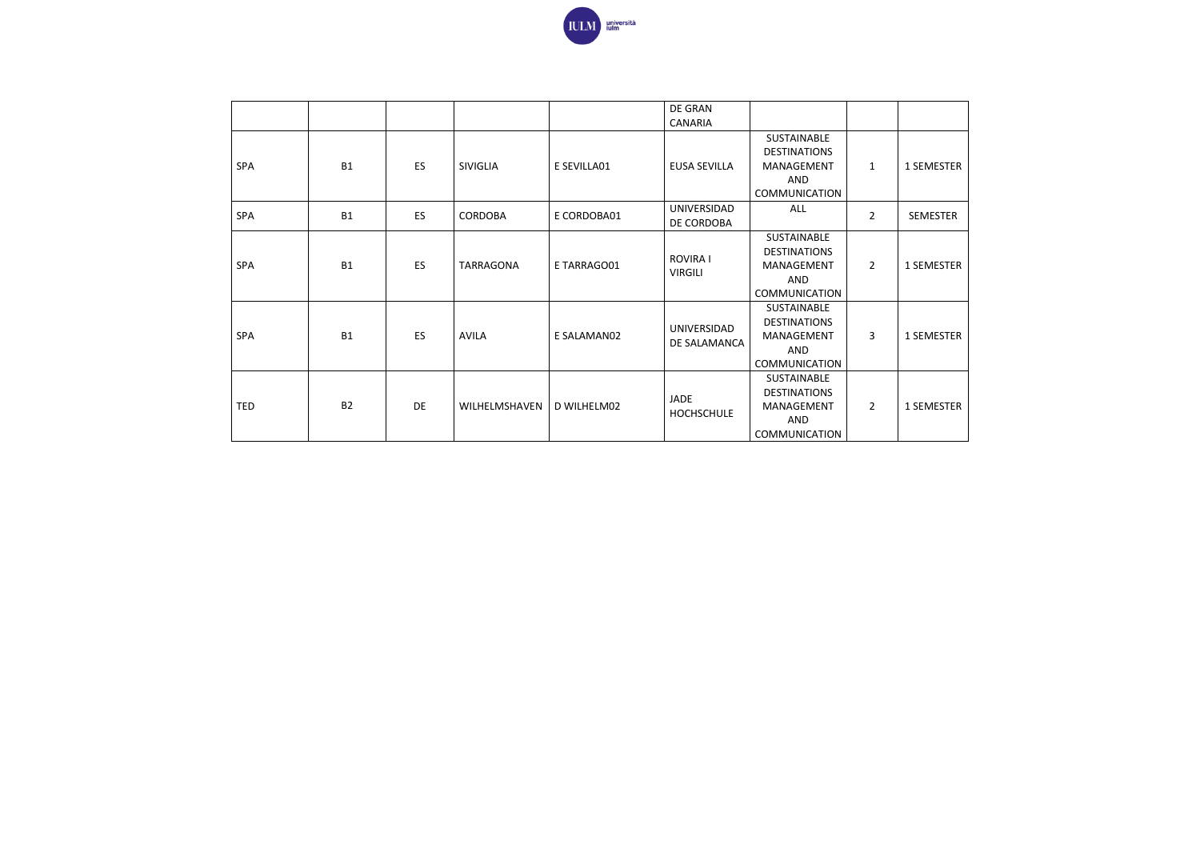| | | | | | | | | |
|---|---|---|---|---|---|---|---|---|
| | | | | | DE GRAN CANARIA | | | |
| SPA | B1 | ES | SIVIGLIA | E SEVILLA01 | EUSA SEVILLA | SUSTAINABLE DESTINATIONS MANAGEMENT AND COMMUNICATION | 1 | 1 SEMESTER |
| SPA | B1 | ES | CORDOBA | E CORDOBA01 | UNIVERSIDAD DE CORDOBA | ALL | 2 | SEMESTER |
| SPA | B1 | ES | TARRAGONA | E TARRAGO01 | ROVIRA I VIRGILI | SUSTAINABLE DESTINATIONS MANAGEMENT AND COMMUNICATION | 2 | 1 SEMESTER |
| SPA | B1 | ES | AVILA | E SALAMAN02 | UNIVERSIDAD DE SALAMANCA | SUSTAINABLE DESTINATIONS MANAGEMENT AND COMMUNICATION | 3 | 1 SEMESTER |
| TED | B2 | DE | WILHELMSHAVEN | D WILHELM02 | JADE HOCHSCHULE | SUSTAINABLE DESTINATIONS MANAGEMENT AND COMMUNICATION | 2 | 1 SEMESTER |